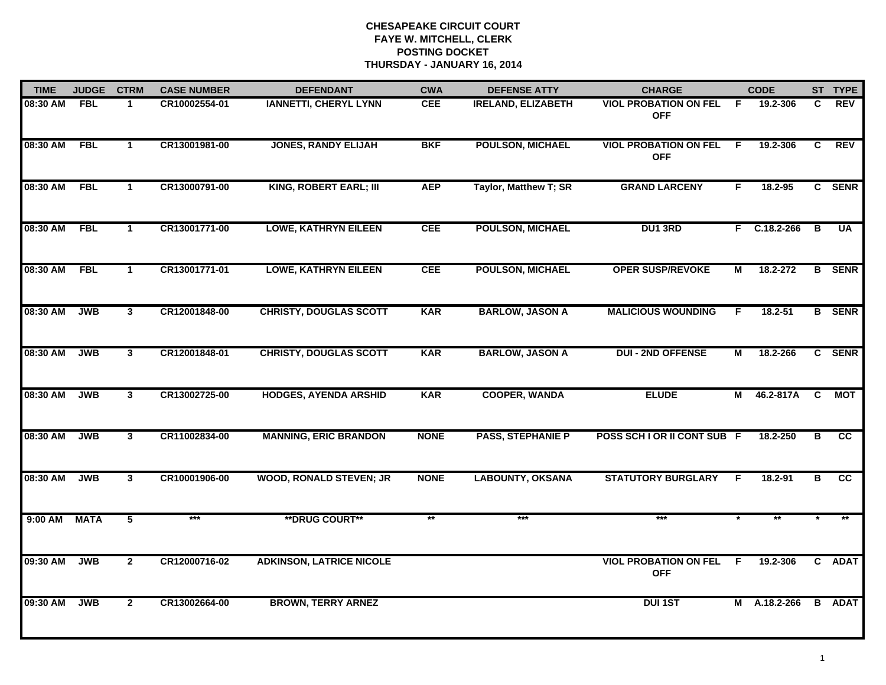**CHESAPEAKE CIRCUIT COURT**
**FAYE W. MITCHELL, CLERK**
**POSTING DOCKET**
**THURSDAY - JANUARY 16, 2014**

| TIME | JUDGE | CTRM | CASE NUMBER | DEFENDANT | CWA | DEFENSE ATTY | CHARGE | | CODE | ST | TYPE |
|---|---|---|---|---|---|---|---|---|---|---|---|
| 08:30 AM | FBL | 1 | CR10002554-01 | IANNETTI, CHERYL LYNN | CEE | IRELAND, ELIZABETH | VIOL PROBATION ON FEL OFF | F | 19.2-306 | C | REV |
| 08:30 AM | FBL | 1 | CR13001981-00 | JONES, RANDY ELIJAH | BKF | POULSON, MICHAEL | VIOL PROBATION ON FEL OFF | F | 19.2-306 | C | REV |
| 08:30 AM | FBL | 1 | CR13000791-00 | KING, ROBERT EARL; III | AEP | Taylor, Matthew T; SR | GRAND LARCENY | F | 18.2-95 | C | SENR |
| 08:30 AM | FBL | 1 | CR13001771-00 | LOWE, KATHRYN EILEEN | CEE | POULSON, MICHAEL | DU1 3RD | F | C.18.2-266 | B | UA |
| 08:30 AM | FBL | 1 | CR13001771-01 | LOWE, KATHRYN EILEEN | CEE | POULSON, MICHAEL | OPER SUSP/REVOKE | M | 18.2-272 | B | SENR |
| 08:30 AM | JWB | 3 | CR12001848-00 | CHRISTY, DOUGLAS SCOTT | KAR | BARLOW, JASON A | MALICIOUS WOUNDING | F | 18.2-51 | B | SENR |
| 08:30 AM | JWB | 3 | CR12001848-01 | CHRISTY, DOUGLAS SCOTT | KAR | BARLOW, JASON A | DUI - 2ND OFFENSE | M | 18.2-266 | C | SENR |
| 08:30 AM | JWB | 3 | CR13002725-00 | HODGES, AYENDA ARSHID | KAR | COOPER, WANDA | ELUDE | M | 46.2-817A | C | MOT |
| 08:30 AM | JWB | 3 | CR11002834-00 | MANNING, ERIC BRANDON | NONE | PASS, STEPHANIE P | POSS SCH I OR II CONT SUB | F | 18.2-250 | B | CC |
| 08:30 AM | JWB | 3 | CR10001906-00 | WOOD, RONALD STEVEN; JR | NONE | LABOUNTY, OKSANA | STATUTORY BURGLARY | F | 18.2-91 | B | CC |
| 9:00 AM | MATA | 5 | *** | **DRUG COURT** | ** | *** | *** | * | ** | * | ** |
| 09:30 AM | JWB | 2 | CR12000716-02 | ADKINSON, LATRICE NICOLE | | | VIOL PROBATION ON FEL OFF | F | 19.2-306 | C | ADAT |
| 09:30 AM | JWB | 2 | CR13002664-00 | BROWN, TERRY ARNEZ | | | DUI 1ST | M | A.18.2-266 | B | ADAT |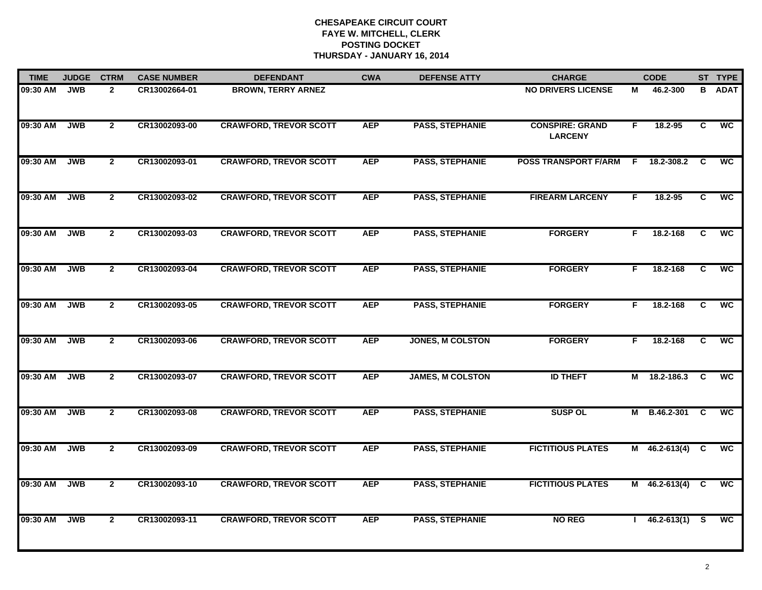# CHESAPEAKE CIRCUIT COURT
## FAYE W. MITCHELL, CLERK
## POSTING DOCKET
## THURSDAY - JANUARY 16, 2014

| TIME | JUDGE | CTRM | CASE NUMBER | DEFENDANT | CWA | DEFENSE ATTY | CHARGE | | CODE | ST | TYPE |
|---|---|---|---|---|---|---|---|---|---|---|---|
| 09:30 AM | JWB | 2 | CR13002664-01 | BROWN, TERRY ARNEZ | | | NO DRIVERS LICENSE | M | 46.2-300 | B | ADAT |
| 09:30 AM | JWB | 2 | CR13002093-00 | CRAWFORD, TREVOR SCOTT | AEP | PASS, STEPHANIE | CONSPIRE: GRAND LARCENY | F | 18.2-95 | C | WC |
| 09:30 AM | JWB | 2 | CR13002093-01 | CRAWFORD, TREVOR SCOTT | AEP | PASS, STEPHANIE | POSS TRANSPORT F/ARM | F | 18.2-308.2 | C | WC |
| 09:30 AM | JWB | 2 | CR13002093-02 | CRAWFORD, TREVOR SCOTT | AEP | PASS, STEPHANIE | FIREARM LARCENY | F | 18.2-95 | C | WC |
| 09:30 AM | JWB | 2 | CR13002093-03 | CRAWFORD, TREVOR SCOTT | AEP | PASS, STEPHANIE | FORGERY | F | 18.2-168 | C | WC |
| 09:30 AM | JWB | 2 | CR13002093-04 | CRAWFORD, TREVOR SCOTT | AEP | PASS, STEPHANIE | FORGERY | F | 18.2-168 | C | WC |
| 09:30 AM | JWB | 2 | CR13002093-05 | CRAWFORD, TREVOR SCOTT | AEP | PASS, STEPHANIE | FORGERY | F | 18.2-168 | C | WC |
| 09:30 AM | JWB | 2 | CR13002093-06 | CRAWFORD, TREVOR SCOTT | AEP | JONES, M COLSTON | FORGERY | F | 18.2-168 | C | WC |
| 09:30 AM | JWB | 2 | CR13002093-07 | CRAWFORD, TREVOR SCOTT | AEP | JAMES, M COLSTON | ID THEFT | M | 18.2-186.3 | C | WC |
| 09:30 AM | JWB | 2 | CR13002093-08 | CRAWFORD, TREVOR SCOTT | AEP | PASS, STEPHANIE | SUSP OL | M | B.46.2-301 | C | WC |
| 09:30 AM | JWB | 2 | CR13002093-09 | CRAWFORD, TREVOR SCOTT | AEP | PASS, STEPHANIE | FICTITIOUS PLATES | M | 46.2-613(4) | C | WC |
| 09:30 AM | JWB | 2 | CR13002093-10 | CRAWFORD, TREVOR SCOTT | AEP | PASS, STEPHANIE | FICTITIOUS PLATES | M | 46.2-613(4) | C | WC |
| 09:30 AM | JWB | 2 | CR13002093-11 | CRAWFORD, TREVOR SCOTT | AEP | PASS, STEPHANIE | NO REG | I | 46.2-613(1) | S | WC |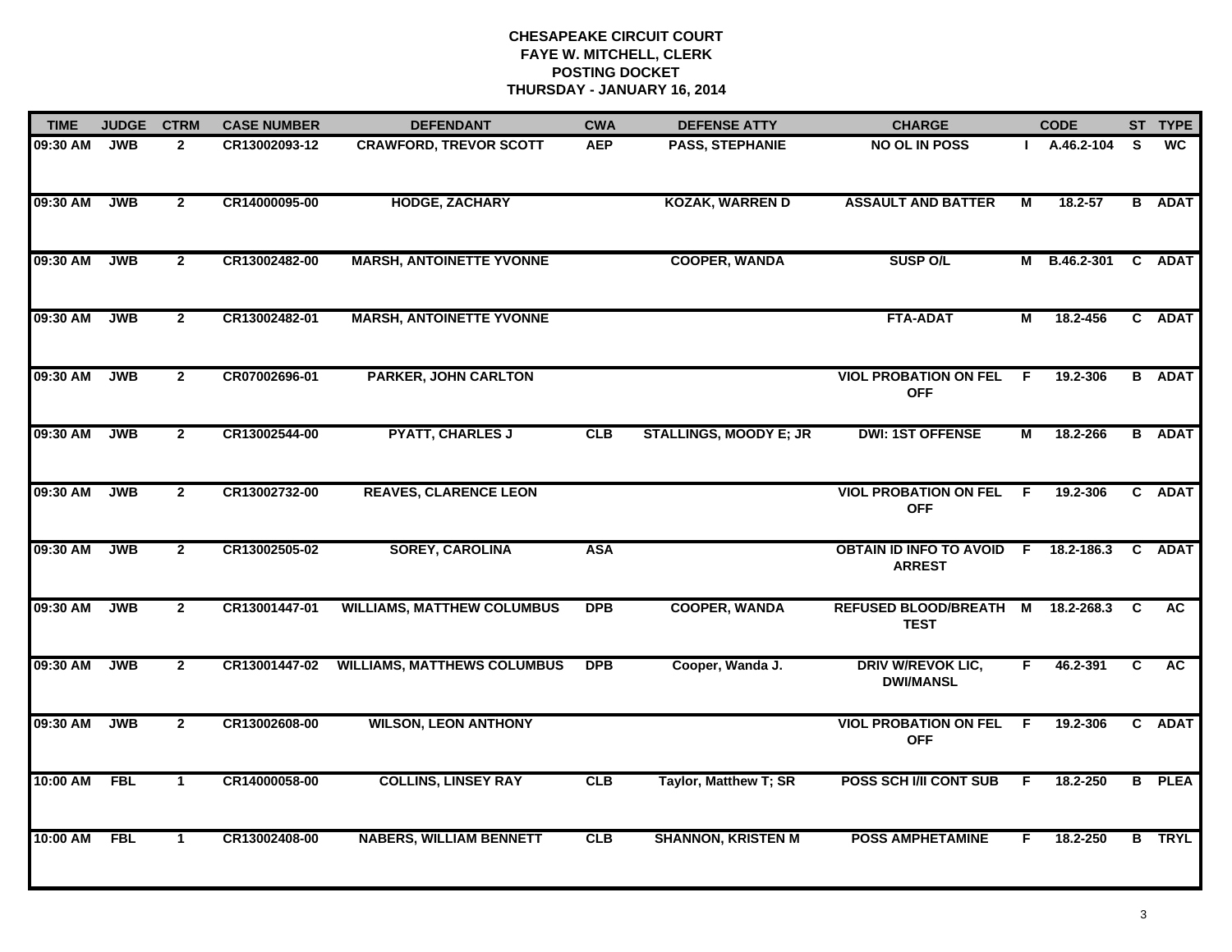# CHESAPEAKE CIRCUIT COURT
## FAYE W. MITCHELL, CLERK
## POSTING DOCKET
## THURSDAY - JANUARY 16, 2014

| TIME | JUDGE | CTRM | CASE NUMBER | DEFENDANT | CWA | DEFENSE ATTY | CHARGE | | CODE | ST | TYPE |
|---|---|---|---|---|---|---|---|---|---|---|---|
| 09:30 AM | JWB | 2 | CR13002093-12 | CRAWFORD, TREVOR SCOTT | AEP | PASS, STEPHANIE | NO OL IN POSS | I | A.46.2-104 | S | WC |
| 09:30 AM | JWB | 2 | CR14000095-00 | HODGE, ZACHARY | | KOZAK, WARREN D | ASSAULT AND BATTER | M | 18.2-57 | B | ADAT |
| 09:30 AM | JWB | 2 | CR13002482-00 | MARSH, ANTOINETTE YVONNE | | COOPER, WANDA | SUSP O/L | M | B.46.2-301 | C | ADAT |
| 09:30 AM | JWB | 2 | CR13002482-01 | MARSH, ANTOINETTE YVONNE | | | FTA-ADAT | M | 18.2-456 | C | ADAT |
| 09:30 AM | JWB | 2 | CR07002696-01 | PARKER, JOHN CARLTON | | | VIOL PROBATION ON FEL OFF | F | 19.2-306 | B | ADAT |
| 09:30 AM | JWB | 2 | CR13002544-00 | PYATT, CHARLES J | CLB | STALLINGS, MOODY E; JR | DWI: 1ST OFFENSE | M | 18.2-266 | B | ADAT |
| 09:30 AM | JWB | 2 | CR13002732-00 | REAVES, CLARENCE LEON | | | VIOL PROBATION ON FEL OFF | F | 19.2-306 | C | ADAT |
| 09:30 AM | JWB | 2 | CR13002505-02 | SOREY, CAROLINA | ASA | | OBTAIN ID INFO TO AVOID ARREST | F | 18.2-186.3 | C | ADAT |
| 09:30 AM | JWB | 2 | CR13001447-01 | WILLIAMS, MATTHEW COLUMBUS | DPB | COOPER, WANDA | REFUSED BLOOD/BREATH TEST | M | 18.2-268.3 | C | AC |
| 09:30 AM | JWB | 2 | CR13001447-02 | WILLIAMS, MATTHEWS COLUMBUS | DPB | Cooper, Wanda J. | DRIV W/REVOK LIC, DWI/MANSL | F | 46.2-391 | C | AC |
| 09:30 AM | JWB | 2 | CR13002608-00 | WILSON, LEON ANTHONY | | | VIOL PROBATION ON FEL OFF | F | 19.2-306 | C | ADAT |
| 10:00 AM | FBL | 1 | CR14000058-00 | COLLINS, LINSEY RAY | CLB | Taylor, Matthew T; SR | POSS SCH I/II CONT SUB | F | 18.2-250 | B | PLEA |
| 10:00 AM | FBL | 1 | CR13002408-00 | NABERS, WILLIAM BENNETT | CLB | SHANNON, KRISTEN M | POSS AMPHETAMINE | F | 18.2-250 | B | TRYL |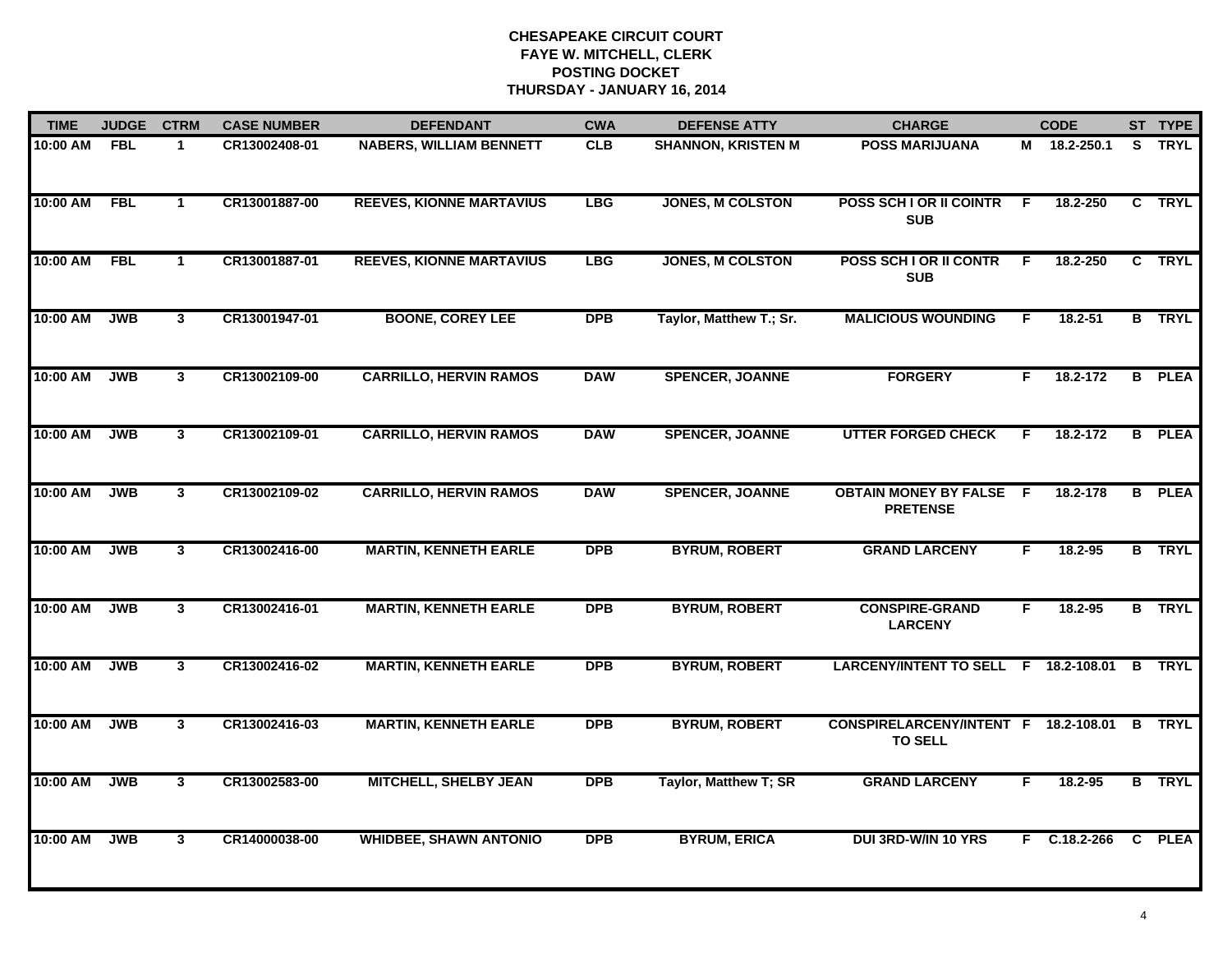# CHESAPEAKE CIRCUIT COURT
## FAYE W. MITCHELL, CLERK
## POSTING DOCKET
## THURSDAY - JANUARY 16, 2014

| TIME | JUDGE | CTRM | CASE NUMBER | DEFENDANT | CWA | DEFENSE ATTY | CHARGE | | CODE | ST | TYPE |
|---|---|---|---|---|---|---|---|---|---|---|---|
| 10:00 AM | FBL | 1 | CR13002408-01 | NABERS, WILLIAM BENNETT | CLB | SHANNON, KRISTEN M | POSS MARIJUANA | M | 18.2-250.1 | S | TRYL |
| 10:00 AM | FBL | 1 | CR13001887-00 | REEVES, KIONNE MARTAVIUS | LBG | JONES, M COLSTON | POSS SCH I OR II COINTR SUB | F | 18.2-250 | C | TRYL |
| 10:00 AM | FBL | 1 | CR13001887-01 | REEVES, KIONNE MARTAVIUS | LBG | JONES, M COLSTON | POSS SCH I OR II CONTR SUB | F | 18.2-250 | C | TRYL |
| 10:00 AM | JWB | 3 | CR13001947-01 | BOONE, COREY LEE | DPB | Taylor, Matthew T.; Sr. | MALICIOUS WOUNDING | F | 18.2-51 | B | TRYL |
| 10:00 AM | JWB | 3 | CR13002109-00 | CARRILLO, HERVIN RAMOS | DAW | SPENCER, JOANNE | FORGERY | F | 18.2-172 | B | PLEA |
| 10:00 AM | JWB | 3 | CR13002109-01 | CARRILLO, HERVIN RAMOS | DAW | SPENCER, JOANNE | UTTER FORGED CHECK | F | 18.2-172 | B | PLEA |
| 10:00 AM | JWB | 3 | CR13002109-02 | CARRILLO, HERVIN RAMOS | DAW | SPENCER, JOANNE | OBTAIN MONEY BY FALSE PRETENSE | F | 18.2-178 | B | PLEA |
| 10:00 AM | JWB | 3 | CR13002416-00 | MARTIN, KENNETH EARLE | DPB | BYRUM, ROBERT | GRAND LARCENY | F | 18.2-95 | B | TRYL |
| 10:00 AM | JWB | 3 | CR13002416-01 | MARTIN, KENNETH EARLE | DPB | BYRUM, ROBERT | CONSPIRE-GRAND LARCENY | F | 18.2-95 | B | TRYL |
| 10:00 AM | JWB | 3 | CR13002416-02 | MARTIN, KENNETH EARLE | DPB | BYRUM, ROBERT | LARCENY/INTENT TO SELL | F | 18.2-108.01 | B | TRYL |
| 10:00 AM | JWB | 3 | CR13002416-03 | MARTIN, KENNETH EARLE | DPB | BYRUM, ROBERT | CONSPIRELARCENY/INTENT TO SELL | F | 18.2-108.01 | B | TRYL |
| 10:00 AM | JWB | 3 | CR13002583-00 | MITCHELL, SHELBY JEAN | DPB | Taylor, Matthew T; SR | GRAND LARCENY | F | 18.2-95 | B | TRYL |
| 10:00 AM | JWB | 3 | CR14000038-00 | WHIDBEE, SHAWN ANTONIO | DPB | BYRUM, ERICA | DUI 3RD-W/IN 10 YRS | F | C.18.2-266 | C | PLEA |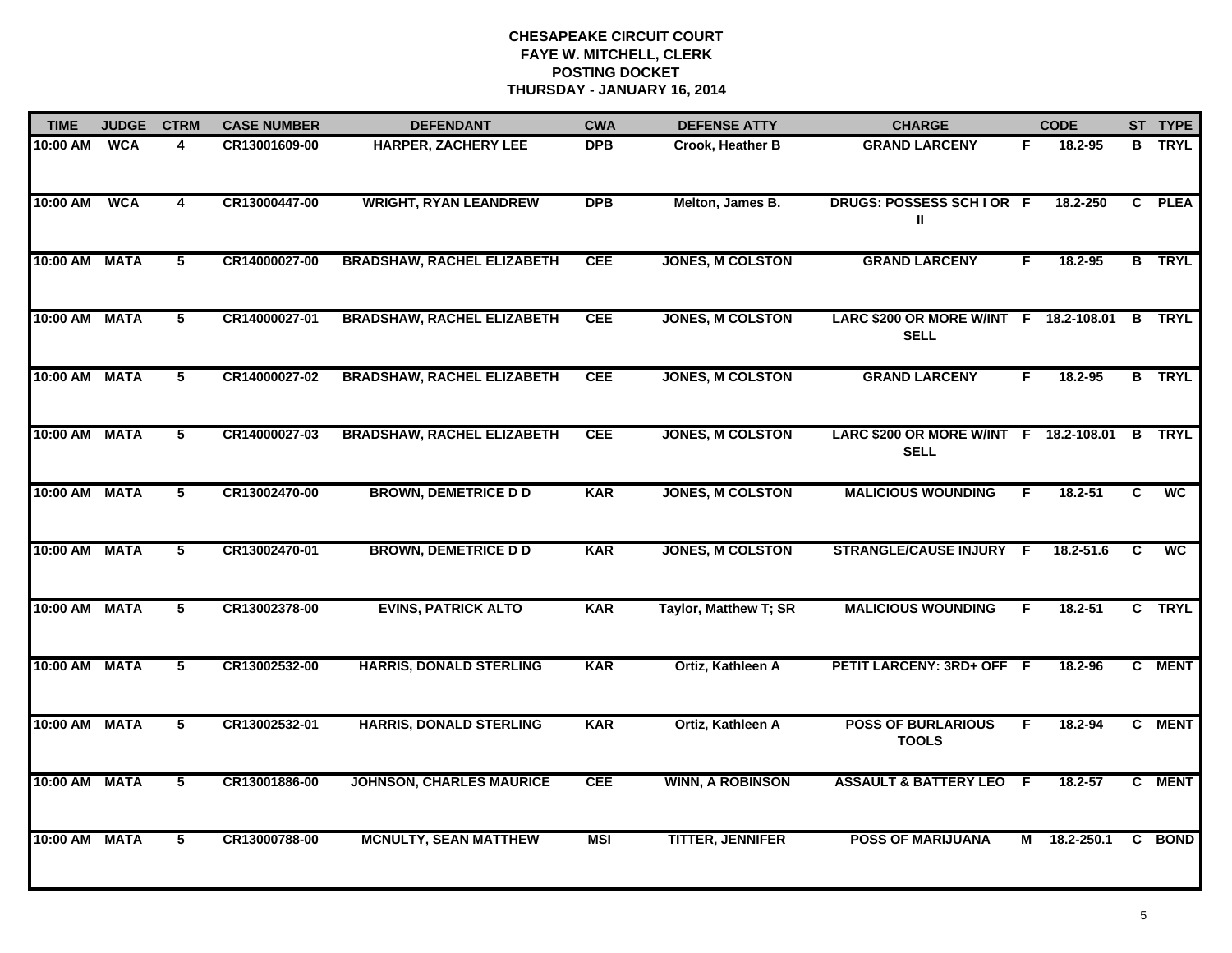**CHESAPEAKE CIRCUIT COURT**
**FAYE W. MITCHELL, CLERK**
**POSTING DOCKET**
**THURSDAY - JANUARY 16, 2014**

| TIME | JUDGE | CTRM | CASE NUMBER | DEFENDANT | CWA | DEFENSE ATTY | CHARGE | | CODE | ST | TYPE |
|---|---|---|---|---|---|---|---|---|---|---|---|
| 10:00 AM | WCA | 4 | CR13001609-00 | HARPER, ZACHERY LEE | DPB | Crook, Heather B | GRAND LARCENY | F | 18.2-95 | B | TRYL |
| 10:00 AM | WCA | 4 | CR13000447-00 | WRIGHT, RYAN LEANDREW | DPB | Melton, James B. | DRUGS: POSSESS SCH I OR II | F | 18.2-250 | C | PLEA |
| 10:00 AM | MATA | 5 | CR14000027-00 | BRADSHAW, RACHEL ELIZABETH | CEE | JONES, M COLSTON | GRAND LARCENY | F | 18.2-95 | B | TRYL |
| 10:00 AM | MATA | 5 | CR14000027-01 | BRADSHAW, RACHEL ELIZABETH | CEE | JONES, M COLSTON | LARC $200 OR MORE W/INT SELL | F | 18.2-108.01 | B | TRYL |
| 10:00 AM | MATA | 5 | CR14000027-02 | BRADSHAW, RACHEL ELIZABETH | CEE | JONES, M COLSTON | GRAND LARCENY | F | 18.2-95 | B | TRYL |
| 10:00 AM | MATA | 5 | CR14000027-03 | BRADSHAW, RACHEL ELIZABETH | CEE | JONES, M COLSTON | LARC $200 OR MORE W/INT SELL | F | 18.2-108.01 | B | TRYL |
| 10:00 AM | MATA | 5 | CR13002470-00 | BROWN, DEMETRICE D D | KAR | JONES, M COLSTON | MALICIOUS WOUNDING | F | 18.2-51 | C | WC |
| 10:00 AM | MATA | 5 | CR13002470-01 | BROWN, DEMETRICE D D | KAR | JONES, M COLSTON | STRANGLE/CAUSE INJURY | F | 18.2-51.6 | C | WC |
| 10:00 AM | MATA | 5 | CR13002378-00 | EVINS, PATRICK ALTO | KAR | Taylor, Matthew T; SR | MALICIOUS WOUNDING | F | 18.2-51 | C | TRYL |
| 10:00 AM | MATA | 5 | CR13002532-00 | HARRIS, DONALD STERLING | KAR | Ortiz, Kathleen A | PETIT LARCENY: 3RD+ OFF | F | 18.2-96 | C | MENT |
| 10:00 AM | MATA | 5 | CR13002532-01 | HARRIS, DONALD STERLING | KAR | Ortiz, Kathleen A | POSS OF BURLARIOUS TOOLS | F | 18.2-94 | C | MENT |
| 10:00 AM | MATA | 5 | CR13001886-00 | JOHNSON, CHARLES MAURICE | CEE | WINN, A ROBINSON | ASSAULT & BATTERY LEO | F | 18.2-57 | C | MENT |
| 10:00 AM | MATA | 5 | CR13000788-00 | MCNULTY, SEAN MATTHEW | MSI | TITTER, JENNIFER | POSS OF MARIJUANA | M | 18.2-250.1 | C | BOND |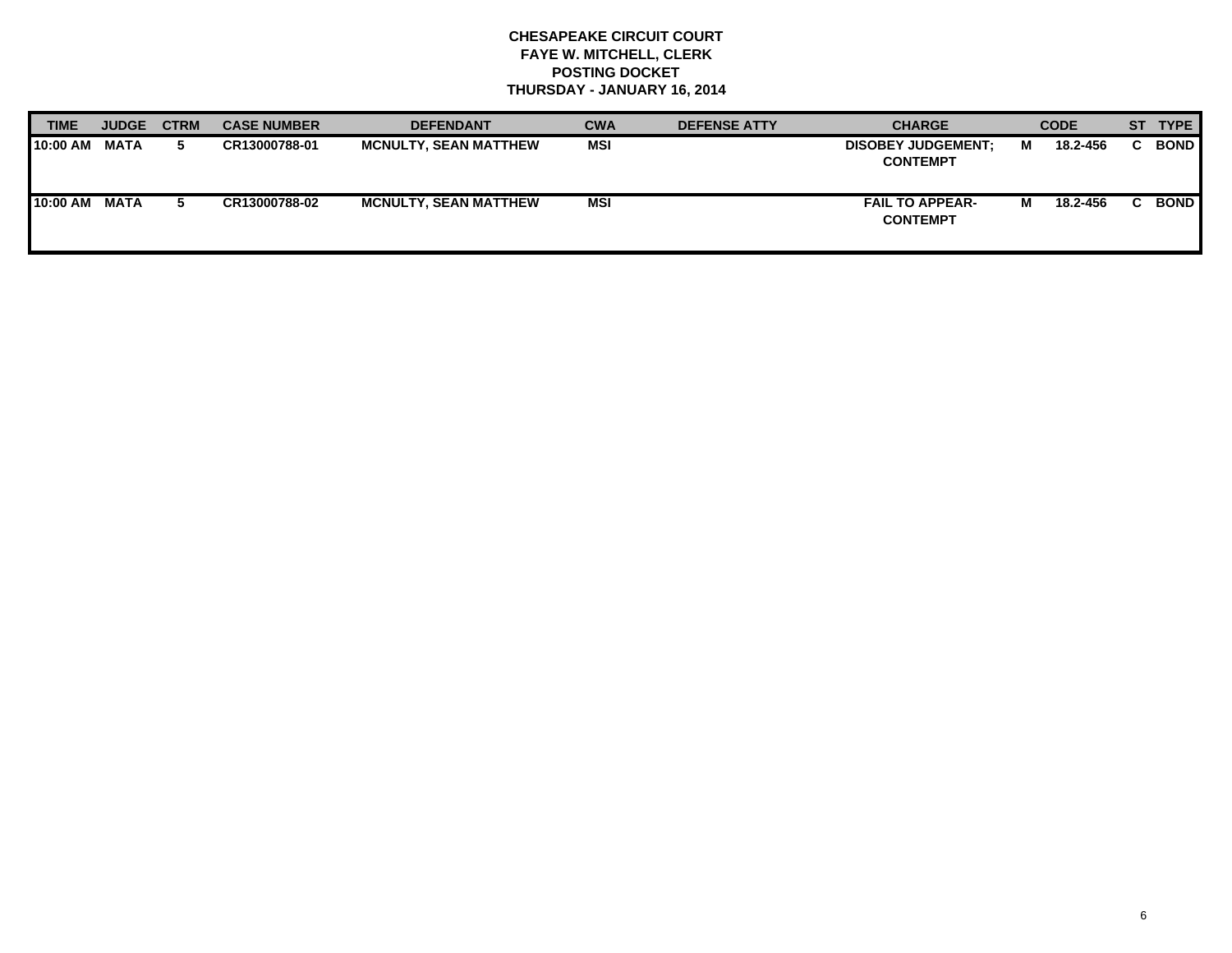**CHESAPEAKE CIRCUIT COURT**
**FAYE W. MITCHELL, CLERK**
**POSTING DOCKET**
**THURSDAY - JANUARY 16, 2014**

| TIME | JUDGE | CTRM | CASE NUMBER | DEFENDANT | CWA | DEFENSE ATTY | CHARGE | | CODE | ST | TYPE |
|---|---|---|---|---|---|---|---|---|---|---|---|
| 10:00 AM | MATA | 5 | CR13000788-01 | MCNULTY, SEAN MATTHEW | MSI | | DISOBEY JUDGEMENT; CONTEMPT | M | 18.2-456 | C | BOND |
| 10:00 AM | MATA | 5 | CR13000788-02 | MCNULTY, SEAN MATTHEW | MSI | | FAIL TO APPEAR-CONTEMPT | M | 18.2-456 | C | BOND |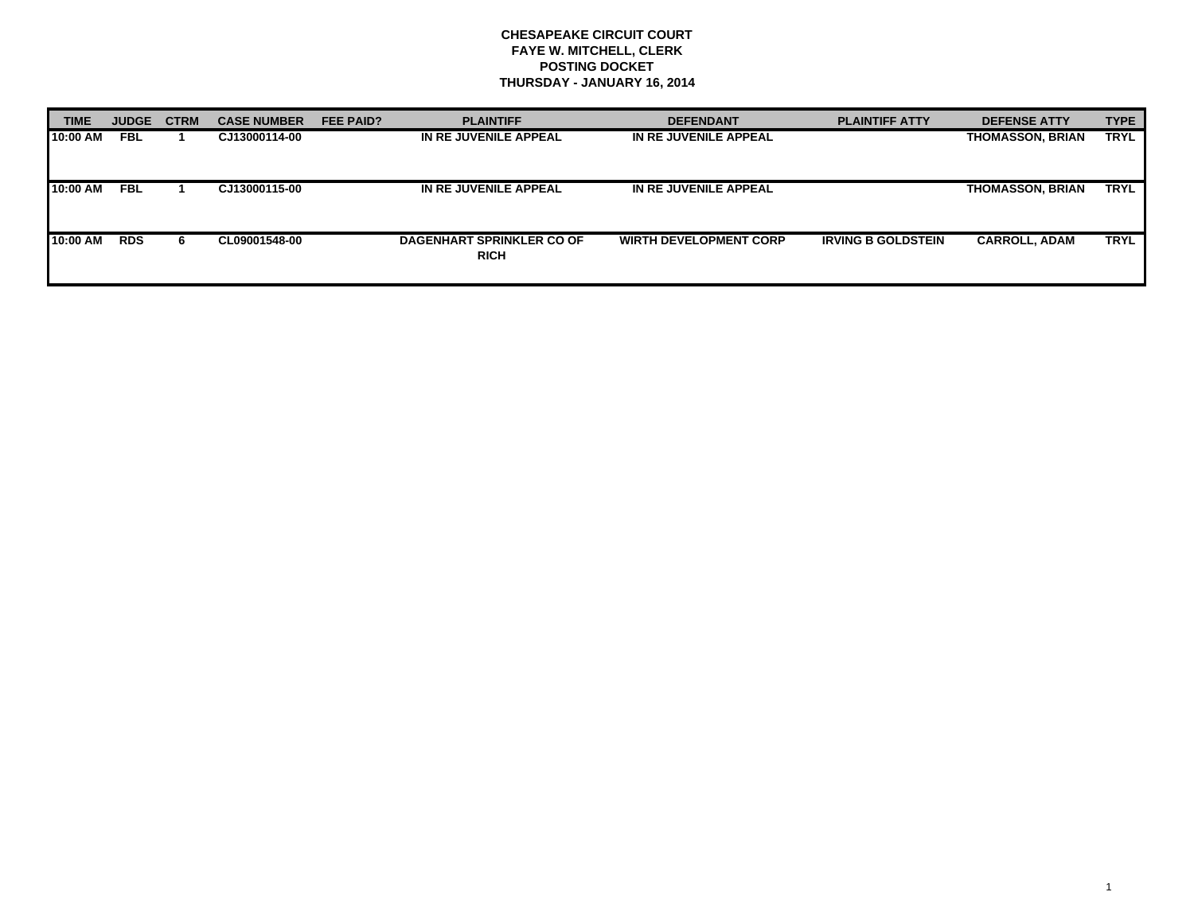**CHESAPEAKE CIRCUIT COURT**
**FAYE W. MITCHELL, CLERK**
**POSTING DOCKET**
**THURSDAY - JANUARY 16, 2014**

| TIME | JUDGE | CTRM | CASE NUMBER | FEE PAID? | PLAINTIFF | DEFENDANT | PLAINTIFF ATTY | DEFENSE ATTY | TYPE |
|---|---|---|---|---|---|---|---|---|---|
| 10:00 AM | FBL | 1 | CJ13000114-00 | | IN RE JUVENILE APPEAL | IN RE JUVENILE APPEAL | | THOMASSON, BRIAN | TRYL |
| 10:00 AM | FBL | 1 | CJ13000115-00 | | IN RE JUVENILE APPEAL | IN RE JUVENILE APPEAL | | THOMASSON, BRIAN | TRYL |
| 10:00 AM | RDS | 6 | CL09001548-00 | | DAGENHART SPRINKLER CO OF RICH | WIRTH DEVELOPMENT CORP | IRVING B GOLDSTEIN | CARROLL, ADAM | TRYL |